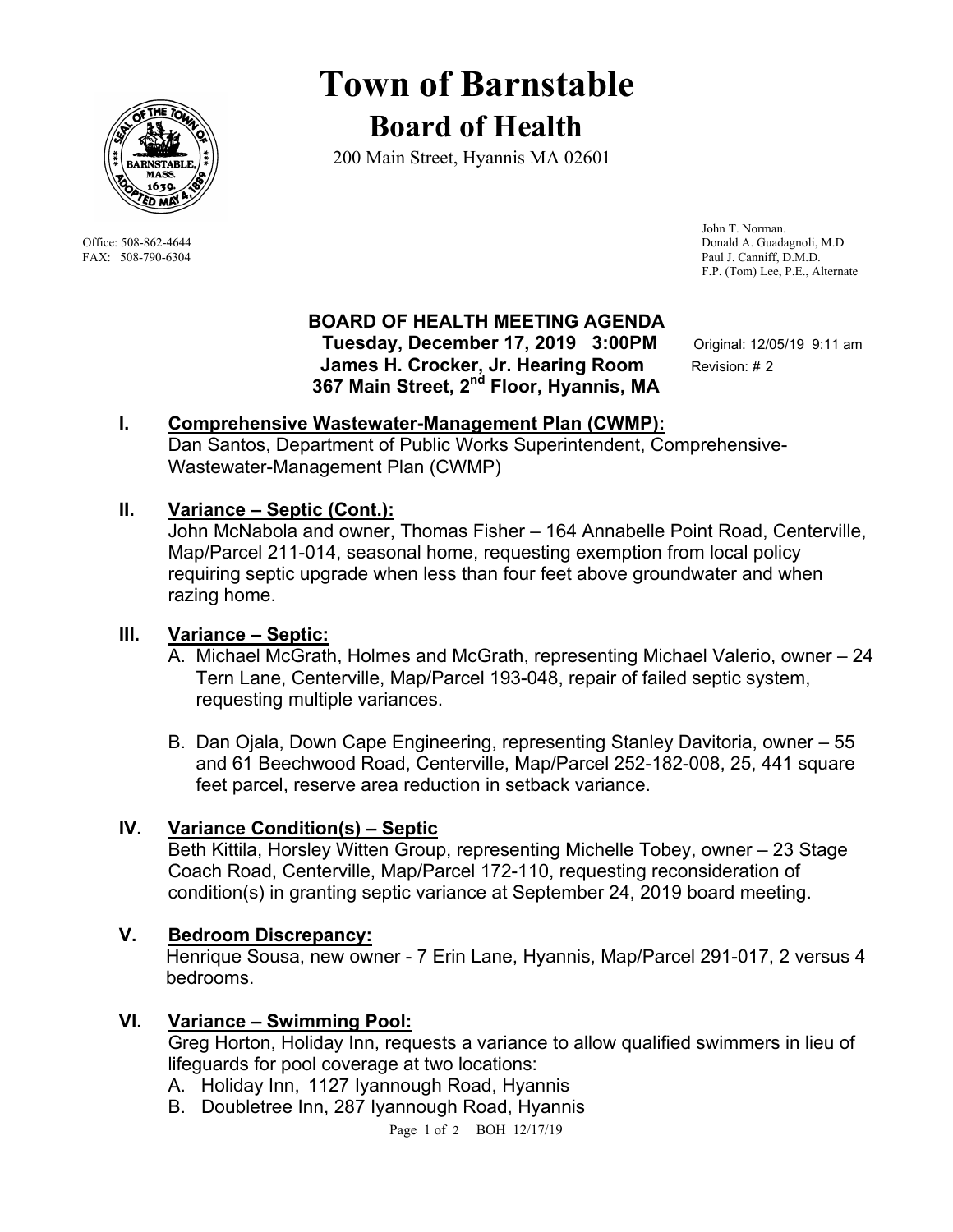# Town of Barnstable

## Board of Health

200 Main Street, Hyannis MA 02601

Office: 508-862-4644
FAX: 508-790-6304

John T. Norman.
Donald A. Guadagnoli, M.D
Paul J. Canniff, D.M.D.
F.P. (Tom) Lee, P.E., Alternate

**BOARD OF HEALTH MEETING AGENDA**
**Tuesday, December 17, 2019 3:00PM**
**James H. Crocker, Jr. Hearing Room**
**367 Main Street, 2nd Floor, Hyannis, MA**

Original: 12/05/19 9:11 am
Revision: # 2

### I. Comprehensive Wastewater-Management Plan (CWMP):

Dan Santos, Department of Public Works Superintendent, Comprehensive-Wastewater-Management Plan (CWMP)

### II. Variance – Septic (Cont.):

John McNabola and owner, Thomas Fisher – 164 Annabelle Point Road, Centerville, Map/Parcel 211-014, seasonal home, requesting exemption from local policy requiring septic upgrade when less than four feet above groundwater and when razing home.

### III. Variance – Septic:

A. Michael McGrath, Holmes and McGrath, representing Michael Valerio, owner – 24 Tern Lane, Centerville, Map/Parcel 193-048, repair of failed septic system, requesting multiple variances.

B. Dan Ojala, Down Cape Engineering, representing Stanley Davitoria, owner – 55 and 61 Beechwood Road, Centerville, Map/Parcel 252-182-008, 25, 441 square feet parcel, reserve area reduction in setback variance.

### IV. Variance Condition(s) – Septic

Beth Kittila, Horsley Witten Group, representing Michelle Tobey, owner – 23 Stage Coach Road, Centerville, Map/Parcel 172-110, requesting reconsideration of condition(s) in granting septic variance at September 24, 2019 board meeting.

### V. Bedroom Discrepancy:

Henrique Sousa, new owner - 7 Erin Lane, Hyannis, Map/Parcel 291-017, 2 versus 4 bedrooms.

### VI. Variance – Swimming Pool:

Greg Horton, Holiday Inn, requests a variance to allow qualified swimmers in lieu of lifeguards for pool coverage at two locations:

A. Holiday Inn, 1127 Iyannough Road, Hyannis
B. Doubletree Inn, 287 Iyannough Road, Hyannis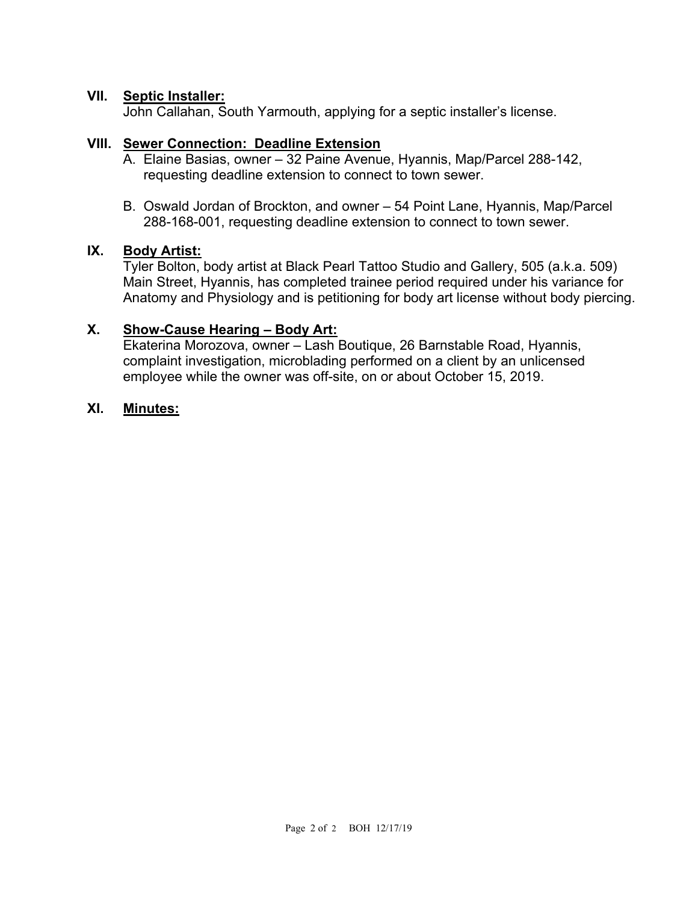**VII. Septic Installer:**

John Callahan, South Yarmouth, applying for a septic installer's license.

**VIII. Sewer Connection: Deadline Extension**

A. Elaine Basias, owner – 32 Paine Avenue, Hyannis, Map/Parcel 288-142, requesting deadline extension to connect to town sewer.

B. Oswald Jordan of Brockton, and owner – 54 Point Lane, Hyannis, Map/Parcel 288-168-001, requesting deadline extension to connect to town sewer.

**IX. Body Artist:**

Tyler Bolton, body artist at Black Pearl Tattoo Studio and Gallery, 505 (a.k.a. 509) Main Street, Hyannis, has completed trainee period required under his variance for Anatomy and Physiology and is petitioning for body art license without body piercing.

**X. Show-Cause Hearing – Body Art:**

Ekaterina Morozova, owner – Lash Boutique, 26 Barnstable Road, Hyannis, complaint investigation, microblading performed on a client by an unlicensed employee while the owner was off-site, on or about October 15, 2019.

**XI. Minutes:**